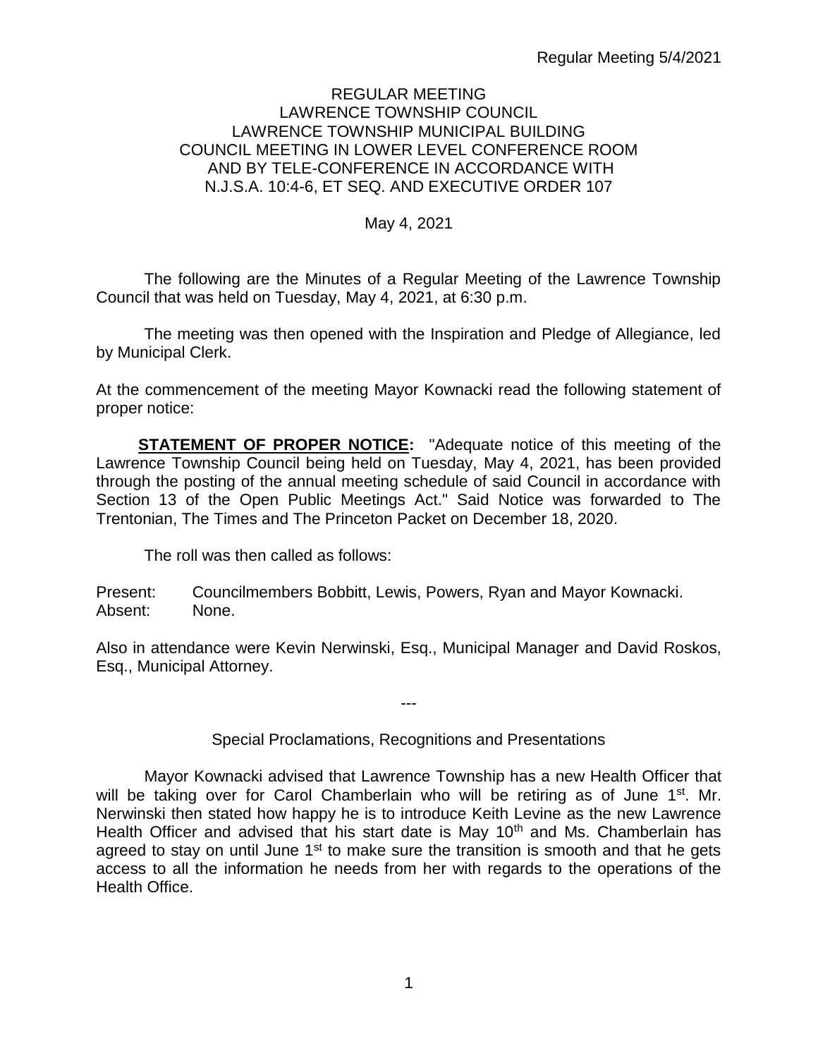# REGULAR MEETING
# LAWRENCE TOWNSHIP COUNCIL
## LAWRENCE TOWNSHIP MUNICIPAL BUILDING
## COUNCIL MEETING IN LOWER LEVEL CONFERENCE ROOM
## AND BY TELE-CONFERENCE IN ACCORDANCE WITH
## N.J.S.A. 10:4-6, ET SEQ. AND EXECUTIVE ORDER 107

May 4, 2021

The following are the Minutes of a Regular Meeting of the Lawrence Township Council that was held on Tuesday, May 4, 2021, at 6:30 p.m.

The meeting was then opened with the Inspiration and Pledge of Allegiance, led by Municipal Clerk.

At the commencement of the meeting Mayor Kownacki read the following statement of proper notice:

**STATEMENT OF PROPER NOTICE:** "Adequate notice of this meeting of the Lawrence Township Council being held on Tuesday, May 4, 2021, has been provided through the posting of the annual meeting schedule of said Council in accordance with Section 13 of the Open Public Meetings Act." Said Notice was forwarded to The Trentonian, The Times and The Princeton Packet on December 18, 2020.

The roll was then called as follows:

Present: Councilmembers Bobbitt, Lewis, Powers, Ryan and Mayor Kownacki.
Absent: None.

Also in attendance were Kevin Nerwinski, Esq., Municipal Manager and David Roskos, Esq., Municipal Attorney.

---

Special Proclamations, Recognitions and Presentations

Mayor Kownacki advised that Lawrence Township has a new Health Officer that will be taking over for Carol Chamberlain who will be retiring as of June 1st. Mr. Nerwinski then stated how happy he is to introduce Keith Levine as the new Lawrence Health Officer and advised that his start date is May 10th and Ms. Chamberlain has agreed to stay on until June 1st to make sure the transition is smooth and that he gets access to all the information he needs from her with regards to the operations of the Health Office.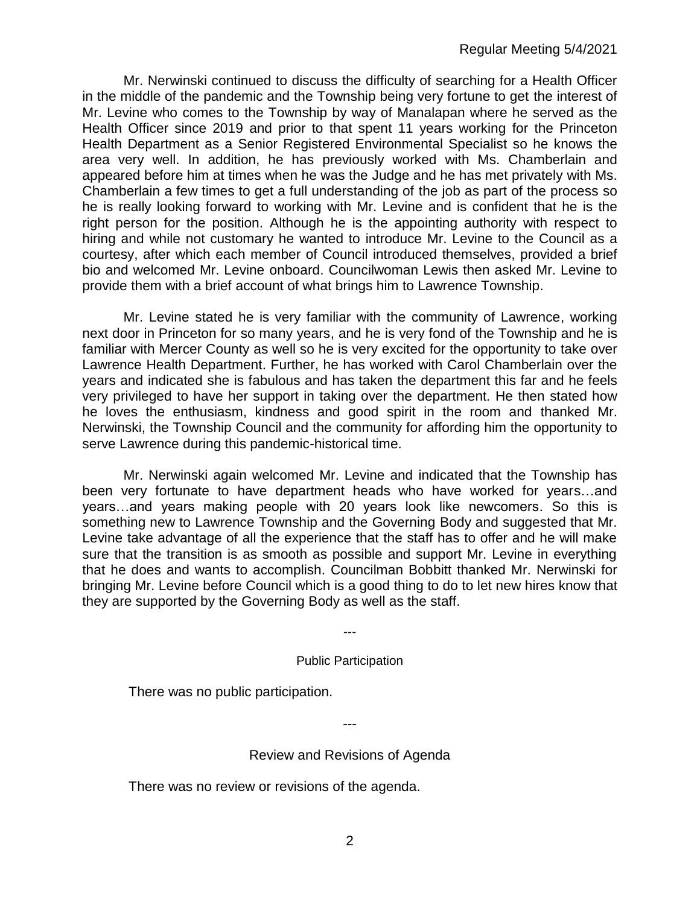Mr. Nerwinski continued to discuss the difficulty of searching for a Health Officer in the middle of the pandemic and the Township being very fortune to get the interest of Mr. Levine who comes to the Township by way of Manalapan where he served as the Health Officer since 2019 and prior to that spent 11 years working for the Princeton Health Department as a Senior Registered Environmental Specialist so he knows the area very well. In addition, he has previously worked with Ms. Chamberlain and appeared before him at times when he was the Judge and he has met privately with Ms. Chamberlain a few times to get a full understanding of the job as part of the process so he is really looking forward to working with Mr. Levine and is confident that he is the right person for the position. Although he is the appointing authority with respect to hiring and while not customary he wanted to introduce Mr. Levine to the Council as a courtesy, after which each member of Council introduced themselves, provided a brief bio and welcomed Mr. Levine onboard. Councilwoman Lewis then asked Mr. Levine to provide them with a brief account of what brings him to Lawrence Township.

Mr. Levine stated he is very familiar with the community of Lawrence, working next door in Princeton for so many years, and he is very fond of the Township and he is familiar with Mercer County as well so he is very excited for the opportunity to take over Lawrence Health Department. Further, he has worked with Carol Chamberlain over the years and indicated she is fabulous and has taken the department this far and he feels very privileged to have her support in taking over the department. He then stated how he loves the enthusiasm, kindness and good spirit in the room and thanked Mr. Nerwinski, the Township Council and the community for affording him the opportunity to serve Lawrence during this pandemic-historical time.

Mr. Nerwinski again welcomed Mr. Levine and indicated that the Township has been very fortunate to have department heads who have worked for years…and years…and years making people with 20 years look like newcomers. So this is something new to Lawrence Township and the Governing Body and suggested that Mr. Levine take advantage of all the experience that the staff has to offer and he will make sure that the transition is as smooth as possible and support Mr. Levine in everything that he does and wants to accomplish. Councilman Bobbitt thanked Mr. Nerwinski for bringing Mr. Levine before Council which is a good thing to do to let new hires know that they are supported by the Governing Body as well as the staff.

---

## Public Participation

There was no public participation.

---

## Review and Revisions of Agenda

There was no review or revisions of the agenda.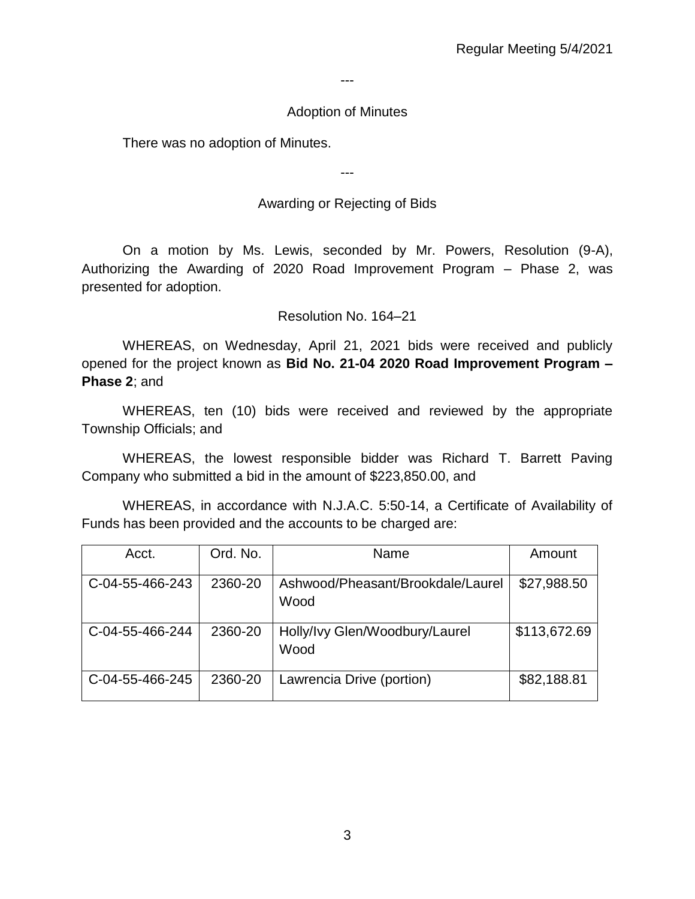---

Adoption of Minutes

There was no adoption of Minutes.

---

Awarding or Rejecting of Bids

On a motion by Ms. Lewis, seconded by Mr. Powers, Resolution (9-A), Authorizing the Awarding of 2020 Road Improvement Program – Phase 2, was presented for adoption.

Resolution No. 164–21

WHEREAS, on Wednesday, April 21, 2021 bids were received and publicly opened for the project known as **Bid No. 21-04 2020 Road Improvement Program – Phase 2**; and

WHEREAS, ten (10) bids were received and reviewed by the appropriate Township Officials; and

WHEREAS, the lowest responsible bidder was Richard T. Barrett Paving Company who submitted a bid in the amount of $223,850.00, and

WHEREAS, in accordance with N.J.A.C. 5:50-14, a Certificate of Availability of Funds has been provided and the accounts to be charged are:

| Acct. | Ord. No. | Name | Amount |
|---|---|---|---|
| C-04-55-466-243 | 2360-20 | Ashwood/Pheasant/Brookdale/Laurel Wood | $27,988.50 |
| C-04-55-466-244 | 2360-20 | Holly/Ivy Glen/Woodbury/Laurel Wood | $113,672.69 |
| C-04-55-466-245 | 2360-20 | Lawrencia Drive (portion) | $82,188.81 |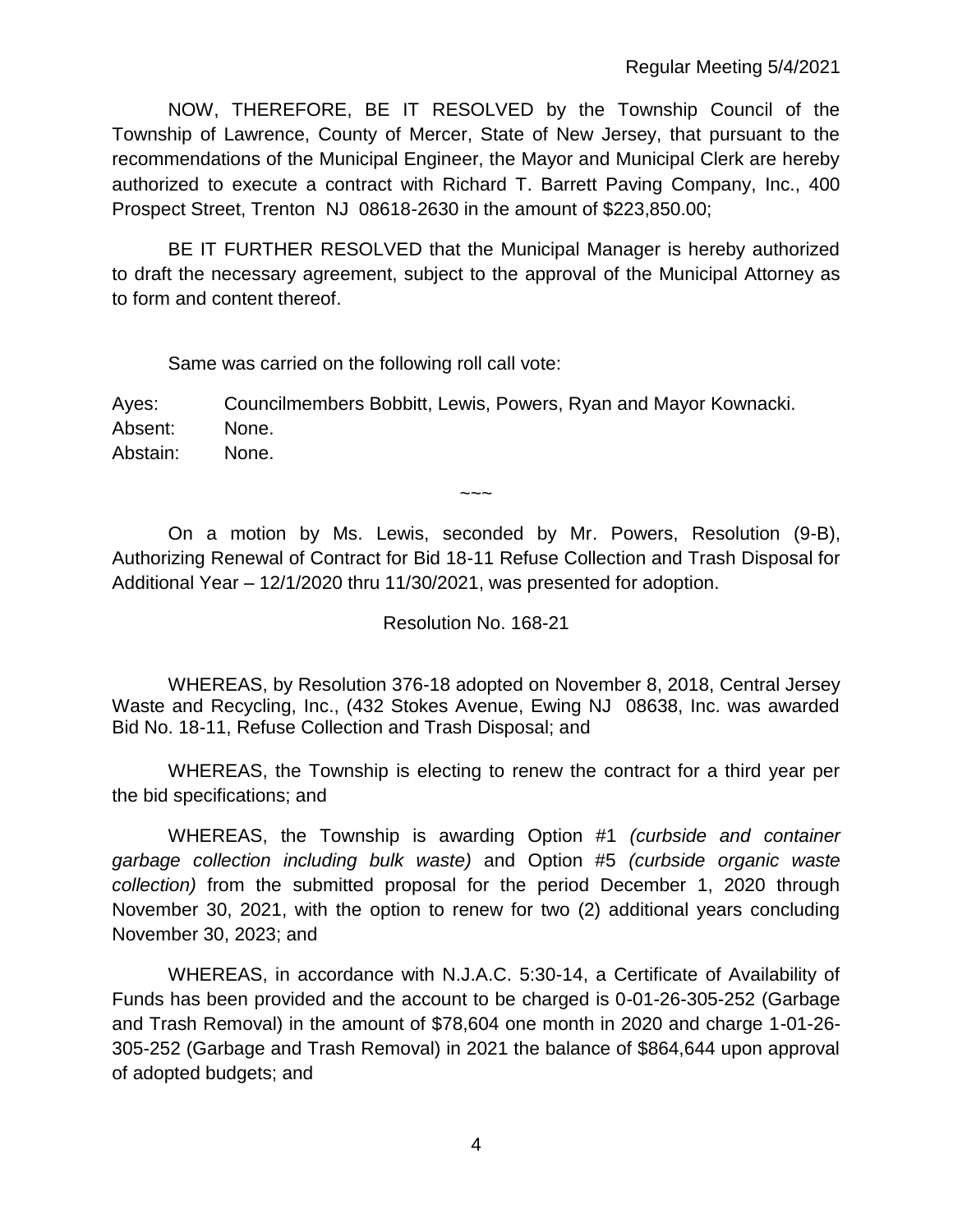NOW, THEREFORE, BE IT RESOLVED by the Township Council of the Township of Lawrence, County of Mercer, State of New Jersey, that pursuant to the recommendations of the Municipal Engineer, the Mayor and Municipal Clerk are hereby authorized to execute a contract with Richard T. Barrett Paving Company, Inc., 400 Prospect Street, Trenton NJ 08618-2630 in the amount of $223,850.00;

BE IT FURTHER RESOLVED that the Municipal Manager is hereby authorized to draft the necessary agreement, subject to the approval of the Municipal Attorney as to form and content thereof.

Same was carried on the following roll call vote:

Ayes: Councilmembers Bobbitt, Lewis, Powers, Ryan and Mayor Kownacki.
Absent: None.
Abstain: None.

~~~

On a motion by Ms. Lewis, seconded by Mr. Powers, Resolution (9-B), Authorizing Renewal of Contract for Bid 18-11 Refuse Collection and Trash Disposal for Additional Year – 12/1/2020 thru 11/30/2021, was presented for adoption.

Resolution No. 168-21

WHEREAS, by Resolution 376-18 adopted on November 8, 2018, Central Jersey Waste and Recycling, Inc., (432 Stokes Avenue, Ewing NJ 08638, Inc. was awarded Bid No. 18-11, Refuse Collection and Trash Disposal; and

WHEREAS, the Township is electing to renew the contract for a third year per the bid specifications; and

WHEREAS, the Township is awarding Option #1 *(curbside and container garbage collection including bulk waste)* and Option #5 *(curbside organic waste collection)* from the submitted proposal for the period December 1, 2020 through November 30, 2021, with the option to renew for two (2) additional years concluding November 30, 2023; and

WHEREAS, in accordance with N.J.A.C. 5:30-14, a Certificate of Availability of Funds has been provided and the account to be charged is 0-01-26-305-252 (Garbage and Trash Removal) in the amount of $78,604 one month in 2020 and charge 1-01-26-305-252 (Garbage and Trash Removal) in 2021 the balance of $864,644 upon approval of adopted budgets; and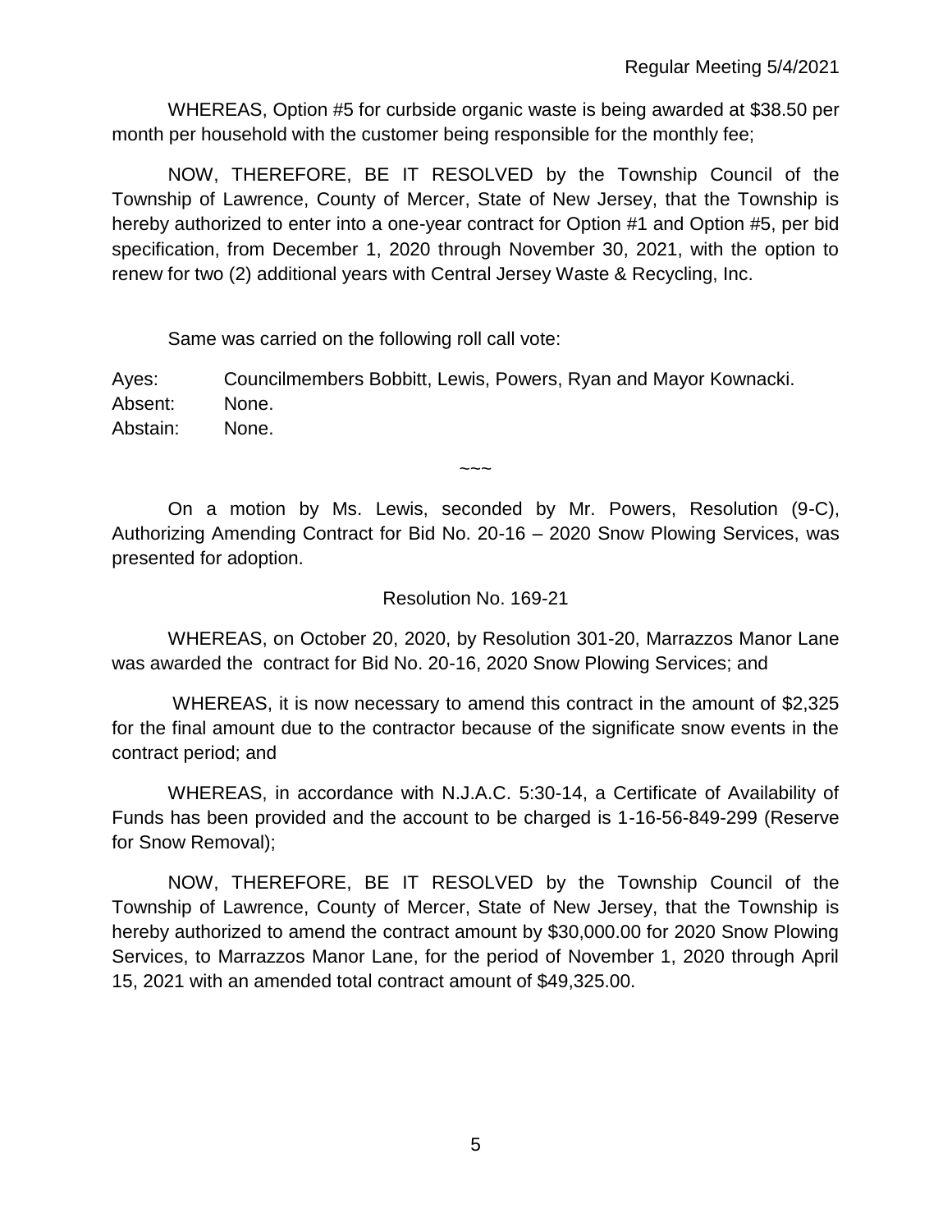WHEREAS, Option #5 for curbside organic waste is being awarded at $38.50 per month per household with the customer being responsible for the monthly fee;

NOW, THEREFORE, BE IT RESOLVED by the Township Council of the Township of Lawrence, County of Mercer, State of New Jersey, that the Township is hereby authorized to enter into a one-year contract for Option #1 and Option #5, per bid specification, from December 1, 2020 through November 30, 2021, with the option to renew for two (2) additional years with Central Jersey Waste & Recycling, Inc.

Same was carried on the following roll call vote:

Ayes: Councilmembers Bobbitt, Lewis, Powers, Ryan and Mayor Kownacki.
Absent: None.
Abstain: None.

~~~

On a motion by Ms. Lewis, seconded by Mr. Powers, Resolution (9-C), Authorizing Amending Contract for Bid No. 20-16 – 2020 Snow Plowing Services, was presented for adoption.

Resolution No. 169-21

WHEREAS, on October 20, 2020, by Resolution 301-20, Marrazzos Manor Lane was awarded the contract for Bid No. 20-16, 2020 Snow Plowing Services; and

WHEREAS, it is now necessary to amend this contract in the amount of $2,325 for the final amount due to the contractor because of the significate snow events in the contract period; and

WHEREAS, in accordance with N.J.A.C. 5:30-14, a Certificate of Availability of Funds has been provided and the account to be charged is 1-16-56-849-299 (Reserve for Snow Removal);

NOW, THEREFORE, BE IT RESOLVED by the Township Council of the Township of Lawrence, County of Mercer, State of New Jersey, that the Township is hereby authorized to amend the contract amount by $30,000.00 for 2020 Snow Plowing Services, to Marrazzos Manor Lane, for the period of November 1, 2020 through April 15, 2021 with an amended total contract amount of $49,325.00.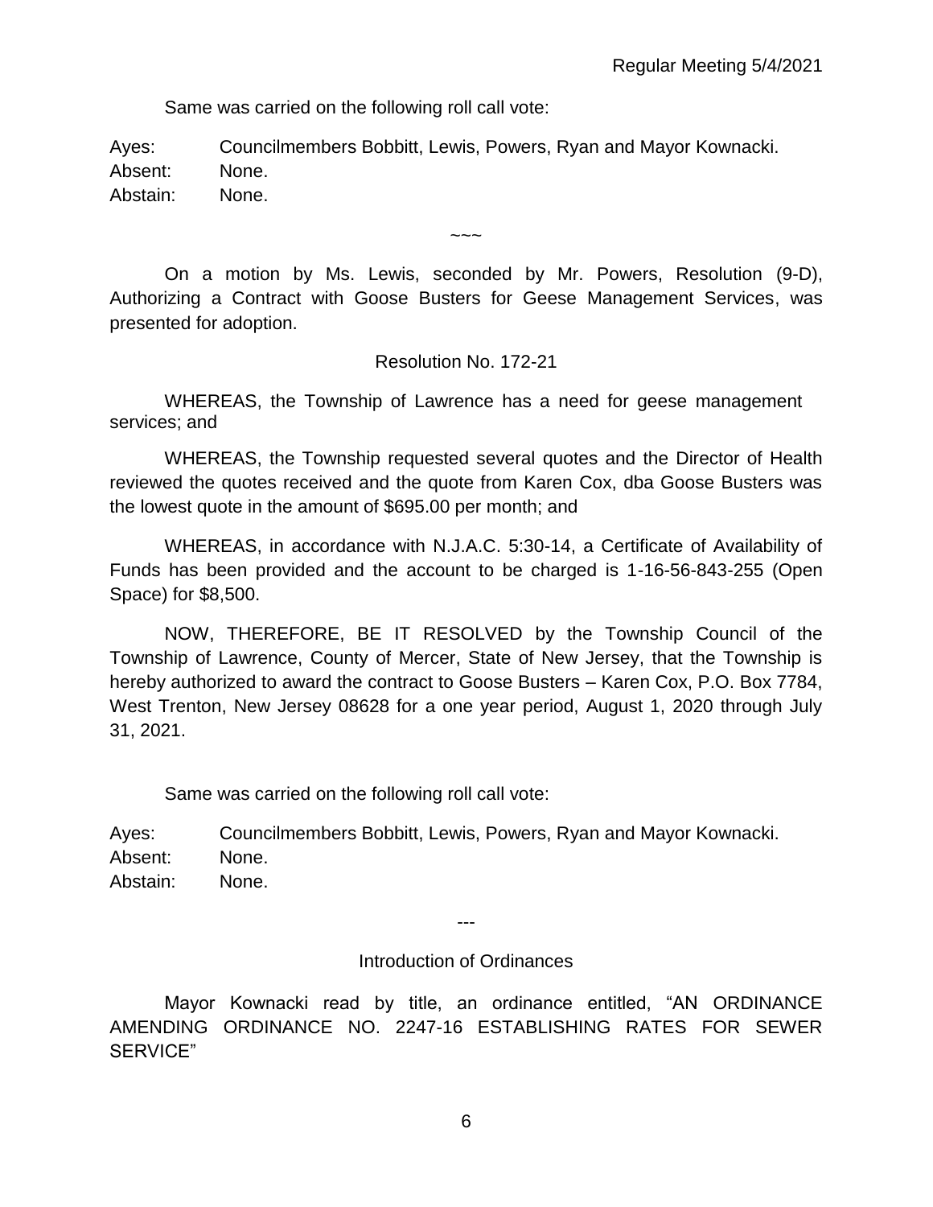Same was carried on the following roll call vote:

Ayes: Councilmembers Bobbitt, Lewis, Powers, Ryan and Mayor Kownacki.
Absent: None.
Abstain: None.

~~~

On a motion by Ms. Lewis, seconded by Mr. Powers, Resolution (9-D), Authorizing a Contract with Goose Busters for Geese Management Services, was presented for adoption.

Resolution No. 172-21

WHEREAS, the Township of Lawrence has a need for geese management services; and

WHEREAS, the Township requested several quotes and the Director of Health reviewed the quotes received and the quote from Karen Cox, dba Goose Busters was the lowest quote in the amount of $695.00 per month; and

WHEREAS, in accordance with N.J.A.C. 5:30-14, a Certificate of Availability of Funds has been provided and the account to be charged is 1-16-56-843-255 (Open Space) for $8,500.

NOW, THEREFORE, BE IT RESOLVED by the Township Council of the Township of Lawrence, County of Mercer, State of New Jersey, that the Township is hereby authorized to award the contract to Goose Busters – Karen Cox, P.O. Box 7784, West Trenton, New Jersey 08628 for a one year period, August 1, 2020 through July 31, 2021.

Same was carried on the following roll call vote:

Ayes: Councilmembers Bobbitt, Lewis, Powers, Ryan and Mayor Kownacki.
Absent: None.
Abstain: None.

---

Introduction of Ordinances

Mayor Kownacki read by title, an ordinance entitled, "AN ORDINANCE AMENDING ORDINANCE NO. 2247-16 ESTABLISHING RATES FOR SEWER SERVICE"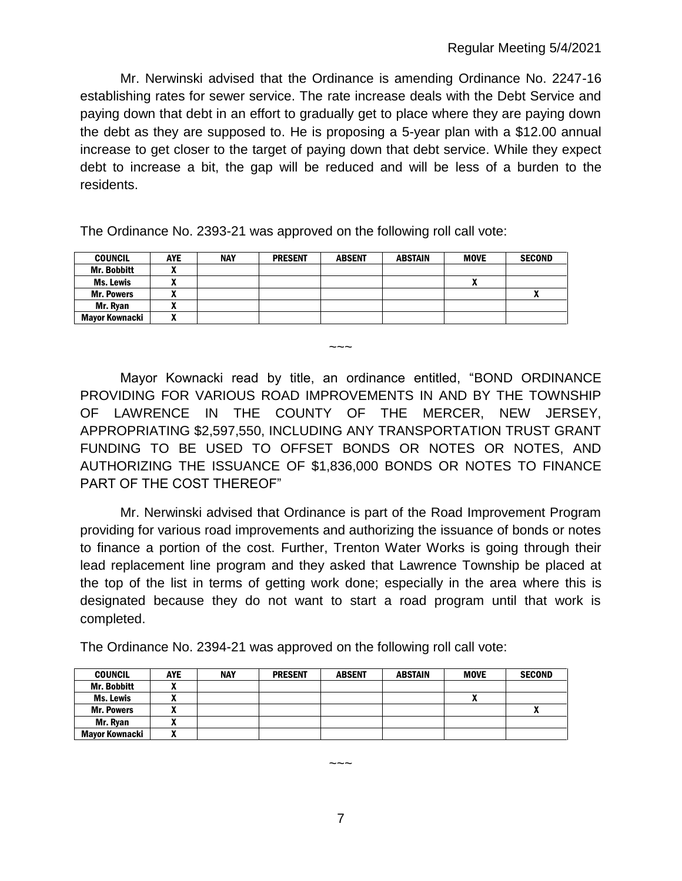Mr. Nerwinski advised that the Ordinance is amending Ordinance No. 2247-16 establishing rates for sewer service. The rate increase deals with the Debt Service and paying down that debt in an effort to gradually get to place where they are paying down the debt as they are supposed to. He is proposing a 5-year plan with a $12.00 annual increase to get closer to the target of paying down that debt service. While they expect debt to increase a bit, the gap will be reduced and will be less of a burden to the residents.

The Ordinance No. 2393-21 was approved on the following roll call vote:

| COUNCIL | AYE | NAY | PRESENT | ABSENT | ABSTAIN | MOVE | SECOND |
|---|---|---|---|---|---|---|---|
| Mr. Bobbitt | X | | | | | | |
| Ms. Lewis | X | | | | | X | |
| Mr. Powers | X | | | | | | X |
| Mr. Ryan | X | | | | | | |
| Mayor Kownacki | X | | | | | | |

~~~

Mayor Kownacki read by title, an ordinance entitled, "BOND ORDINANCE PROVIDING FOR VARIOUS ROAD IMPROVEMENTS IN AND BY THE TOWNSHIP OF LAWRENCE IN THE COUNTY OF THE MERCER, NEW JERSEY, APPROPRIATING $2,597,550, INCLUDING ANY TRANSPORTATION TRUST GRANT FUNDING TO BE USED TO OFFSET BONDS OR NOTES OR NOTES, AND AUTHORIZING THE ISSUANCE OF $1,836,000 BONDS OR NOTES TO FINANCE PART OF THE COST THEREOF"

Mr. Nerwinski advised that Ordinance is part of the Road Improvement Program providing for various road improvements and authorizing the issuance of bonds or notes to finance a portion of the cost. Further, Trenton Water Works is going through their lead replacement line program and they asked that Lawrence Township be placed at the top of the list in terms of getting work done; especially in the area where this is designated because they do not want to start a road program until that work is completed.

The Ordinance No. 2394-21 was approved on the following roll call vote:

| COUNCIL | AYE | NAY | PRESENT | ABSENT | ABSTAIN | MOVE | SECOND |
|---|---|---|---|---|---|---|---|
| Mr. Bobbitt | X | | | | | | |
| Ms. Lewis | X | | | | | X | |
| Mr. Powers | X | | | | | | X |
| Mr. Ryan | X | | | | | | |
| Mayor Kownacki | X | | | | | | |

~~~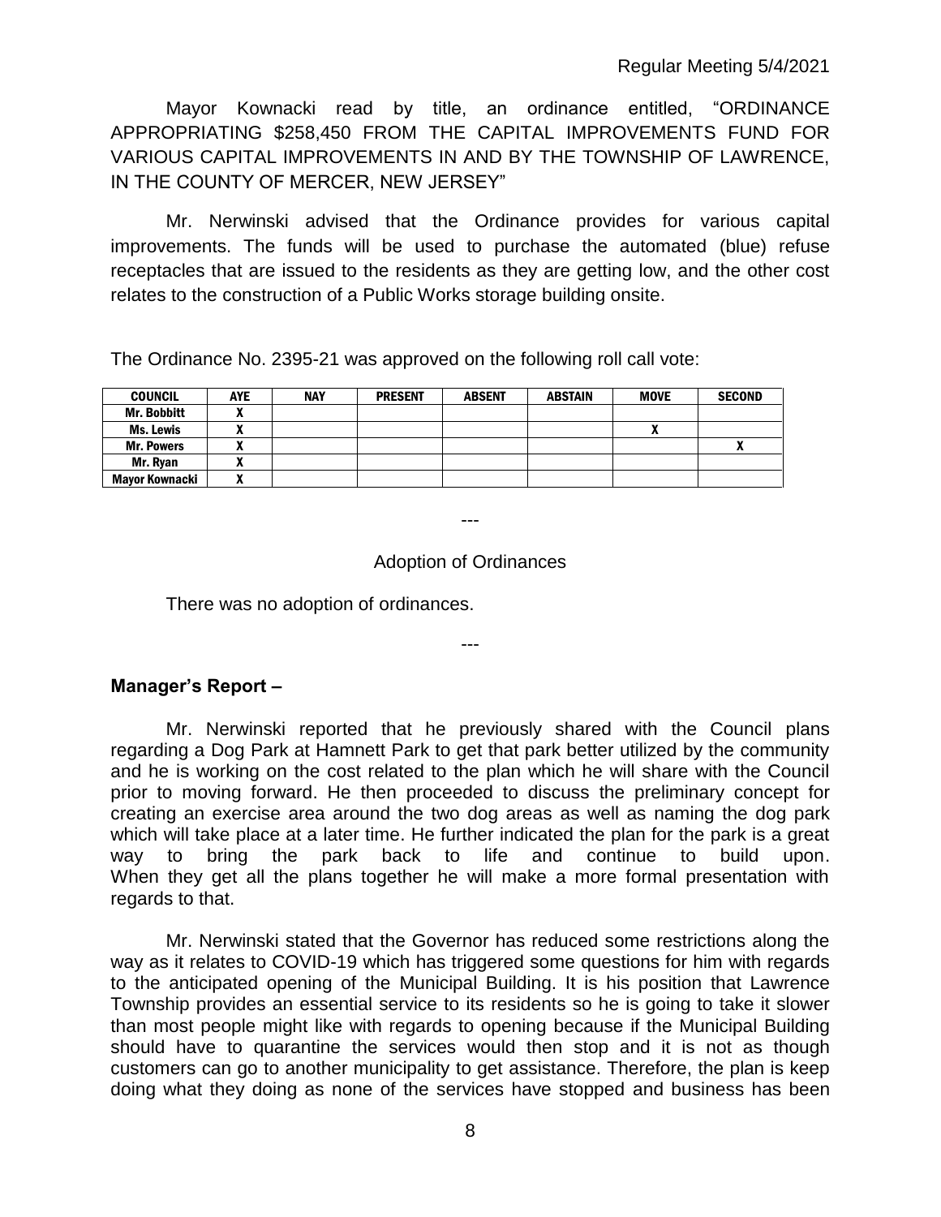Mayor Kownacki read by title, an ordinance entitled, "ORDINANCE APPROPRIATING $258,450 FROM THE CAPITAL IMPROVEMENTS FUND FOR VARIOUS CAPITAL IMPROVEMENTS IN AND BY THE TOWNSHIP OF LAWRENCE, IN THE COUNTY OF MERCER, NEW JERSEY"

Mr. Nerwinski advised that the Ordinance provides for various capital improvements. The funds will be used to purchase the automated (blue) refuse receptacles that are issued to the residents as they are getting low, and the other cost relates to the construction of a Public Works storage building onsite.

The Ordinance No. 2395-21 was approved on the following roll call vote:

| COUNCIL | AYE | NAY | PRESENT | ABSENT | ABSTAIN | MOVE | SECOND |
|---|---|---|---|---|---|---|---|
| Mr. Bobbitt | X | | | | | | |
| Ms. Lewis | X | | | | | X | |
| Mr. Powers | X | | | | | | X |
| Mr. Ryan | X | | | | | | |
| Mayor Kownacki | X | | | | | | |

---

Adoption of Ordinances

There was no adoption of ordinances.

---

**Manager's Report –**

Mr. Nerwinski reported that he previously shared with the Council plans regarding a Dog Park at Hamnett Park to get that park better utilized by the community and he is working on the cost related to the plan which he will share with the Council prior to moving forward. He then proceeded to discuss the preliminary concept for creating an exercise area around the two dog areas as well as naming the dog park which will take place at a later time. He further indicated the plan for the park is a great way to bring the park back to life and continue to build upon. When they get all the plans together he will make a more formal presentation with regards to that.

Mr. Nerwinski stated that the Governor has reduced some restrictions along the way as it relates to COVID-19 which has triggered some questions for him with regards to the anticipated opening of the Municipal Building. It is his position that Lawrence Township provides an essential service to its residents so he is going to take it slower than most people might like with regards to opening because if the Municipal Building should have to quarantine the services would then stop and it is not as though customers can go to another municipality to get assistance. Therefore, the plan is keep doing what they doing as none of the services have stopped and business has been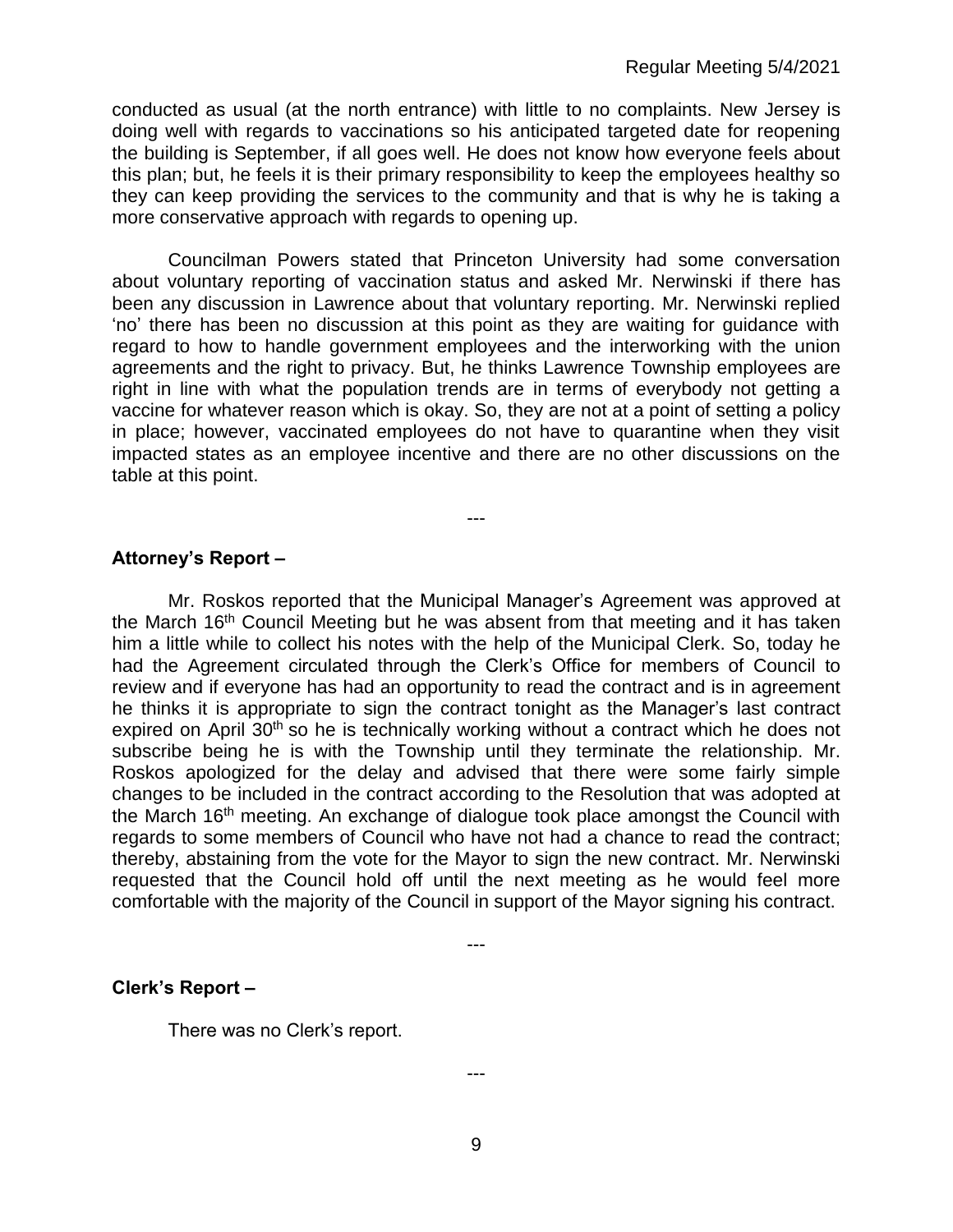conducted as usual (at the north entrance) with little to no complaints. New Jersey is doing well with regards to vaccinations so his anticipated targeted date for reopening the building is September, if all goes well. He does not know how everyone feels about this plan; but, he feels it is their primary responsibility to keep the employees healthy so they can keep providing the services to the community and that is why he is taking a more conservative approach with regards to opening up.

Councilman Powers stated that Princeton University had some conversation about voluntary reporting of vaccination status and asked Mr. Nerwinski if there has been any discussion in Lawrence about that voluntary reporting. Mr. Nerwinski replied 'no' there has been no discussion at this point as they are waiting for guidance with regard to how to handle government employees and the interworking with the union agreements and the right to privacy. But, he thinks Lawrence Township employees are right in line with what the population trends are in terms of everybody not getting a vaccine for whatever reason which is okay. So, they are not at a point of setting a policy in place; however, vaccinated employees do not have to quarantine when they visit impacted states as an employee incentive and there are no other discussions on the table at this point.

---

**Attorney's Report –**

Mr. Roskos reported that the Municipal Manager's Agreement was approved at the March 16th Council Meeting but he was absent from that meeting and it has taken him a little while to collect his notes with the help of the Municipal Clerk. So, today he had the Agreement circulated through the Clerk's Office for members of Council to review and if everyone has had an opportunity to read the contract and is in agreement he thinks it is appropriate to sign the contract tonight as the Manager's last contract expired on April 30th so he is technically working without a contract which he does not subscribe being he is with the Township until they terminate the relationship. Mr. Roskos apologized for the delay and advised that there were some fairly simple changes to be included in the contract according to the Resolution that was adopted at the March 16th meeting. An exchange of dialogue took place amongst the Council with regards to some members of Council who have not had a chance to read the contract; thereby, abstaining from the vote for the Mayor to sign the new contract. Mr. Nerwinski requested that the Council hold off until the next meeting as he would feel more comfortable with the majority of the Council in support of the Mayor signing his contract.

---

**Clerk's Report –**

There was no Clerk's report.

---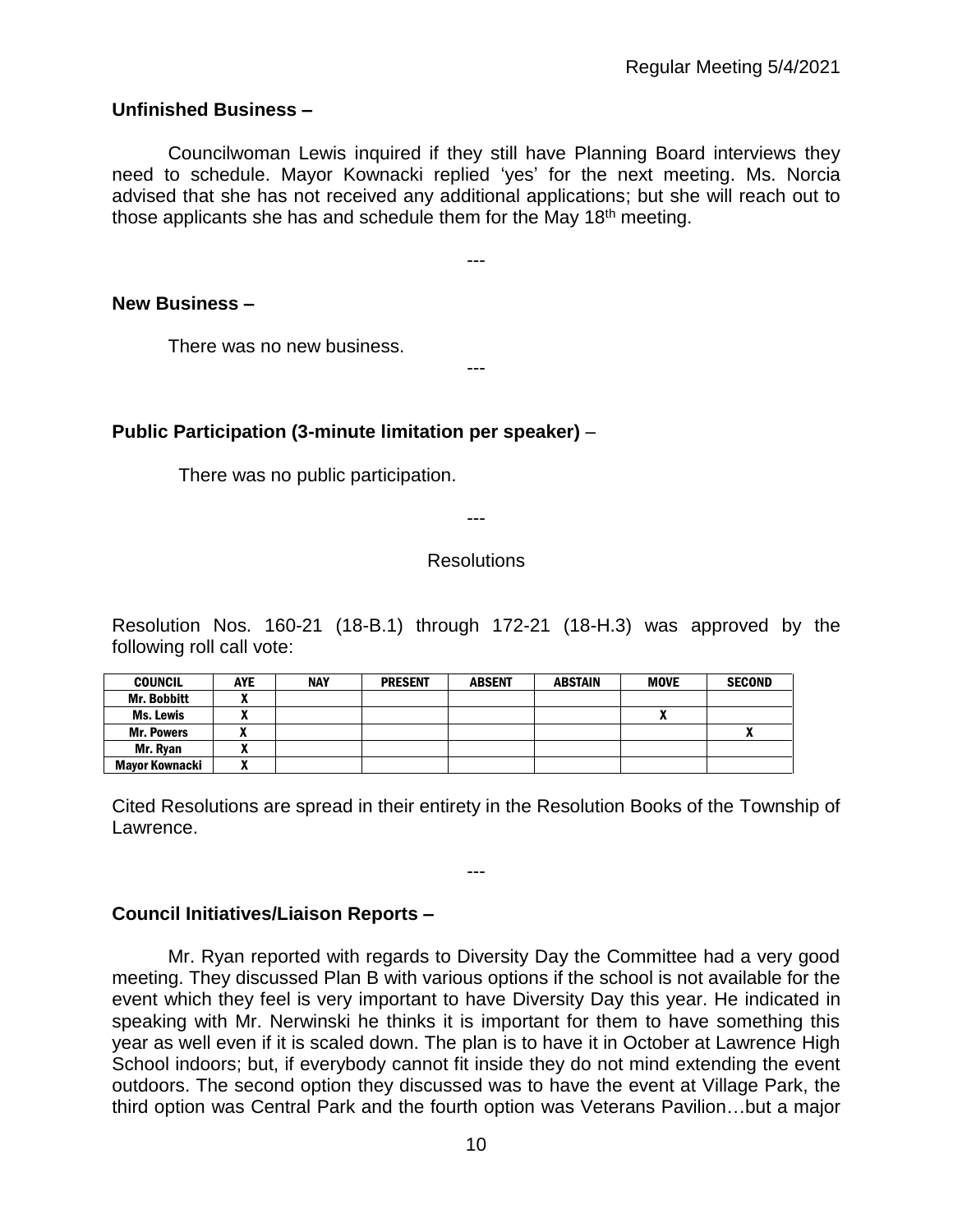**Unfinished Business –**

Councilwoman Lewis inquired if they still have Planning Board interviews they need to schedule. Mayor Kownacki replied 'yes' for the next meeting. Ms. Norcia advised that she has not received any additional applications; but she will reach out to those applicants she has and schedule them for the May 18th meeting.

---

**New Business –**

There was no new business.

---

**Public Participation (3-minute limitation per speaker)** –

There was no public participation.

---

Resolutions

Resolution Nos. 160-21 (18-B.1) through 172-21 (18-H.3) was approved by the following roll call vote:

| COUNCIL | AYE | NAY | PRESENT | ABSENT | ABSTAIN | MOVE | SECOND |
|---|---|---|---|---|---|---|---|
| Mr. Bobbitt | X | | | | | | |
| Ms. Lewis | X | | | | | X | |
| Mr. Powers | X | | | | | | X |
| Mr. Ryan | X | | | | | | |
| Mayor Kownacki | X | | | | | | |

Cited Resolutions are spread in their entirety in the Resolution Books of the Township of Lawrence.

---

**Council Initiatives/Liaison Reports –**

Mr. Ryan reported with regards to Diversity Day the Committee had a very good meeting. They discussed Plan B with various options if the school is not available for the event which they feel is very important to have Diversity Day this year. He indicated in speaking with Mr. Nerwinski he thinks it is important for them to have something this year as well even if it is scaled down. The plan is to have it in October at Lawrence High School indoors; but, if everybody cannot fit inside they do not mind extending the event outdoors. The second option they discussed was to have the event at Village Park, the third option was Central Park and the fourth option was Veterans Pavilion…but a major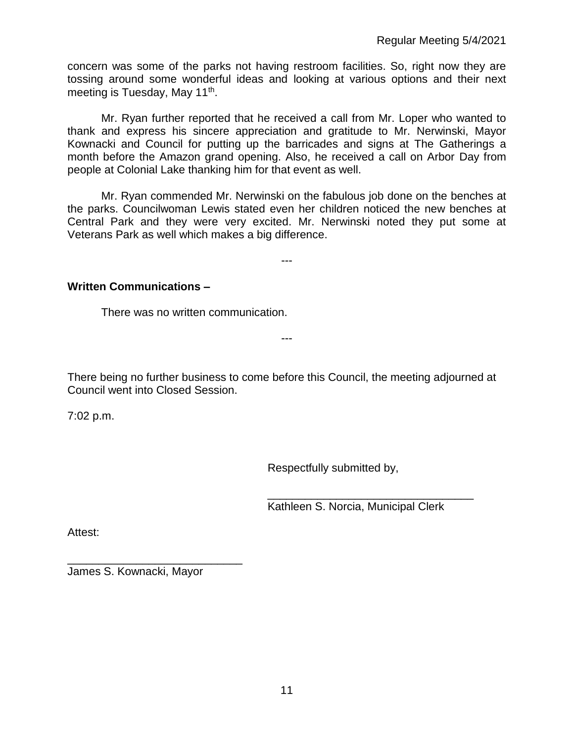concern was some of the parks not having restroom facilities. So, right now they are tossing around some wonderful ideas and looking at various options and their next meeting is Tuesday, May 11th.

Mr. Ryan further reported that he received a call from Mr. Loper who wanted to thank and express his sincere appreciation and gratitude to Mr. Nerwinski, Mayor Kownacki and Council for putting up the barricades and signs at The Gatherings a month before the Amazon grand opening. Also, he received a call on Arbor Day from people at Colonial Lake thanking him for that event as well.

Mr. Ryan commended Mr. Nerwinski on the fabulous job done on the benches at the parks. Councilwoman Lewis stated even her children noticed the new benches at Central Park and they were very excited. Mr. Nerwinski noted they put some at Veterans Park as well which makes a big difference.

---

**Written Communications –**

There was no written communication.

---

There being no further business to come before this Council, the meeting adjourned at Council went into Closed Session.

7:02 p.m.

Respectfully submitted by,

\_\_\_\_\_\_\_\_\_\_\_\_\_\_\_\_\_\_\_\_\_\_\_\_\_\_\_\_\_\_\_\_\_\_
Kathleen S. Norcia, Municipal Clerk

Attest:

\_\_\_\_\_\_\_\_\_\_\_\_\_\_\_\_\_\_\_\_\_\_\_\_\_\_\_\_\_
James S. Kownacki, Mayor